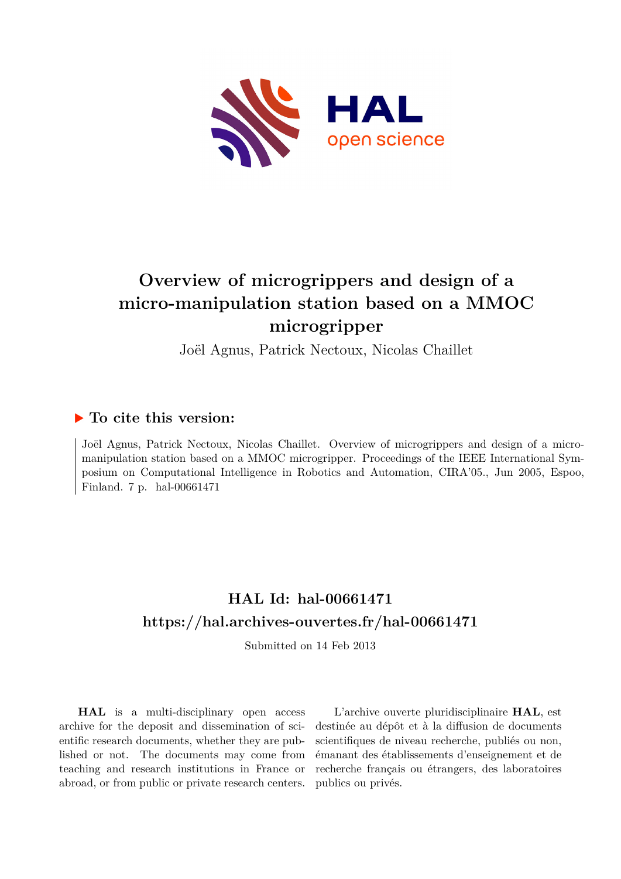# Overview of microgrippers and design of a micro-manipulation station based on a MMOC microgripper

Joël Agnus, Patrick Nectoux, Nicolas Chaillet

## ▶ To cite this version:

Joël Agnus, Patrick Nectoux, Nicolas Chaillet. Overview of microgrippers and design of a micro-manipulation station based on a MMOC microgripper. Proceedings of the IEEE International Symposium on Computational Intelligence in Robotics and Automation, CIRA'05., Jun 2005, Espoo, Finland. 7 p. hal-00661471

## HAL Id: hal-00661471

## https://hal.archives-ouvertes.fr/hal-00661471

Submitted on 14 Feb 2013

**HAL** is a multi-disciplinary open access archive for the deposit and dissemination of scientific research documents, whether they are published or not. The documents may come from teaching and research institutions in France or abroad, or from public or private research centers.

L'archive ouverte pluridisciplinaire **HAL**, est destinée au dépôt et à la diffusion de documents scientifiques de niveau recherche, publiés ou non, émanant des établissements d'enseignement et de recherche français ou étrangers, des laboratoires publics ou privés.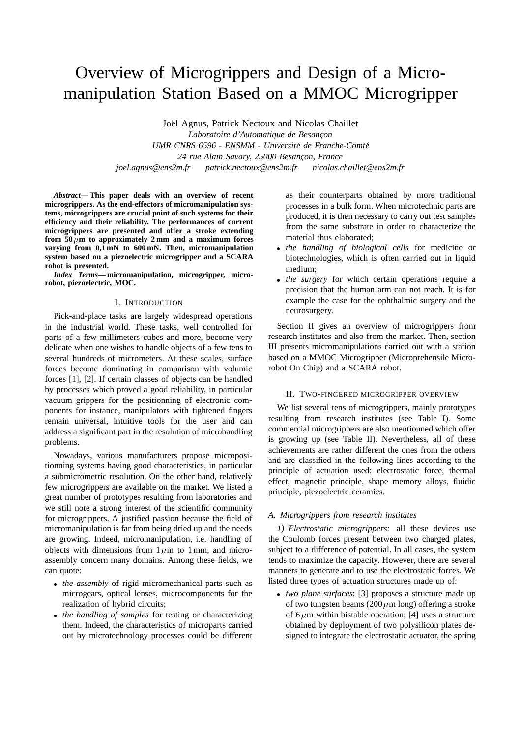# Overview of Micrograppers and Design of a Micromanipulation Station Based on a MMOC Microgripper

Joël Agnus, Patrick Nectoux and Nicolas Chaillet
*Laboratoire d'Automatique de Besançon*
*UMR CNRS 6596 - ENSMM - Université de Franche-Comté*
*24 rue Alain Savary, 25000 Besançon, France*
*joel.agnus@ens2m.fr patrick.nectoux@ens2m.fr nicolas.chaillet@ens2m.fr*

***Abstract*— This paper deals with an overview of recent microgrippers. As the end-effectors of micromanipulation systems, microgrippers are crucial point of such systems for their efficiency and their reliability. The performances of current microgrippers are presented and offer a stroke extending from 50 $\mu$m to approximately 2 mm and a maximum forces varying from 0,1 mN to 600 mN. Then, micromanipulation system based on a piezoelectric microgripper and a SCARA robot is presented.**

***Index Terms*— micromanipulation, microgripper, microrobot, piezoelectric, MOC.**

## I. Introduction

Pick-and-place tasks are largely widespread operations in the industrial world. These tasks, well controlled for parts of a few millimeters cubes and more, become very delicate when one wishes to handle objects of a few tens to several hundreds of micrometers. At these scales, surface forces become dominating in comparison with volumic forces [1], [2]. If certain classes of objects can be handled by processes which proved a good reliability, in particular vacuum grippers for the positionning of electronic components for instance, manipulators with tightened fingers remain universal, intuitive tools for the user and can address a significant part in the resolution of microhandling problems.

Nowadays, various manufacturers propose micropositionning systems having good characteristics, in particular a submicrometric resolution. On the other hand, relatively few microgrippers are available on the market. We listed a great number of prototypes resulting from laboratories and we still note a strong interest of the scientific community for microgrippers. A justified passion because the field of micromanipulation is far from being dried up and the needs are growing. Indeed, micromanipulation, i.e. handling of objects with dimensions from 1 $\mu$m to 1 mm, and microassembly concern many domains. Among these fields, we can quote:

- *the assembly* of rigid micromechanical parts such as microgears, optical lenses, microcomponents for the realization of hybrid circuits;
- *the handling of samples* for testing or characterizing them. Indeed, the characteristics of microparts carried out by microtechnology processes could be different as their counterparts obtained by more traditional processes in a bulk form. When microtechnic parts are produced, it is then necessary to carry out test samples from the same substrate in order to characterize the material thus elaborated;
- *the handling of biological cells* for medicine or biotechnologies, which is often carried out in liquid medium;
- *the surgery* for which certain operations require a precision that the human arm can not reach. It is for example the case for the ophthalmic surgery and the neurosurgery.

Section II gives an overview of microgrippers from research institutes and also from the market. Then, section III presents micromanipulations carried out with a station based on a MMOC Microgripper (Microprehensile Microrobot On Chip) and a SCARA robot.

## II. Two-fingered microgripper overview

We list several tens of microgrippers, mainly prototypes resulting from research institutes (see Table I). Some commercial microgrippers are also mentionned which offer is growing up (see Table II). Nevertheless, all of these achievements are rather different the ones from the others and are classified in the following lines according to the principle of actuation used: electrostatic force, thermal effect, magnetic principle, shape memory alloys, fluidic principle, piezoelectric ceramics.

### A. Microgrippers from research institutes

*1) Electrostatic microgrippers:* all these devices use the Coulomb forces present between two charged plates, subject to a difference of potential. In all cases, the system tends to maximize the capacity. However, there are several manners to generate and to use the electrostatic forces. We listed three types of actuation structures made up of:

- *two plane surfaces*: [3] proposes a structure made up of two tungsten beams (200 $\mu$m long) offering a stroke of 6 $\mu$m within bistable operation; [4] uses a structure obtained by deployment of two polysilicon plates designed to integrate the electrostatic actuator, the spring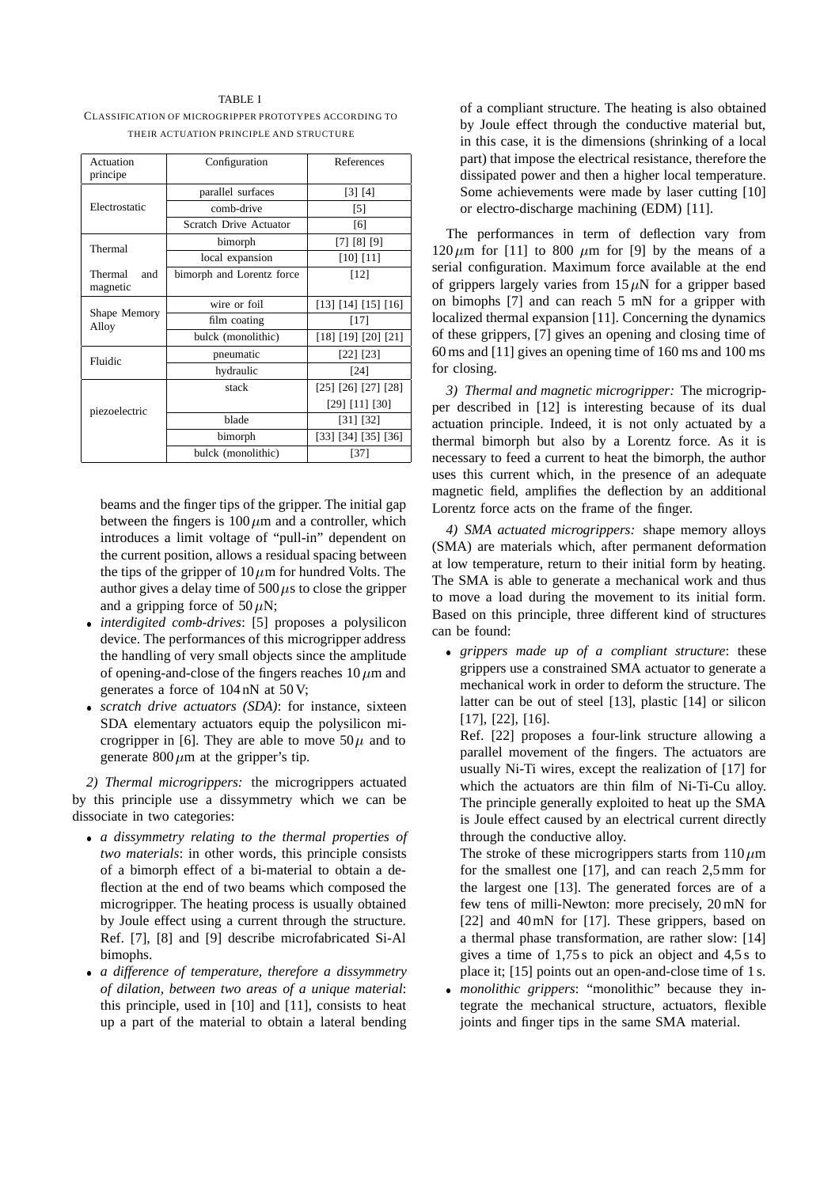TABLE I

CLASSIFICATION OF MICROGRIPPER PROTOTYPES ACCORDING TO THEIR ACTUATION PRINCIPLE AND STRUCTURE

| Actuation principe | Configuration | References |
|---|---|---|
| Electrostatic | parallel surfaces | [3] [4] |
| | comb-drive | [5] |
| | Scratch Drive Actuator | [6] |
| Thermal | bimorph | [7] [8] [9] |
| | local expansion | [10] [11] |
| Thermal and magnetic | bimorph and Lorentz force | [12] |
| Shape Memory Alloy | wire or foil | [13] [14] [15] [16] |
| | film coating | [17] |
| | bulck (monolithic) | [18] [19] [20] [21] |
| Fluidic | pneumatic | [22] [23] |
| | hydraulic | [24] |
| piezoelectric | stack | [25] [26] [27] [28] [29] [11] [30] |
| | blade | [31] [32] |
| | bimorph | [33] [34] [35] [36] |
| | bulck (monolithic) | [37] |

beams and the finger tips of the gripper. The initial gap between the fingers is $100\,\mu$m and a controller, which introduces a limit voltage of "pull-in" dependent on the current position, allows a residual spacing between the tips of the gripper of $10\,\mu$m for hundred Volts. The author gives a delay time of $500\,\mu$s to close the gripper and a gripping force of $50\,\mu$N;

- *interdigited comb-drives*: [5] proposes a polysilicon device. The performances of this microgripper address the handling of very small objects since the amplitude of opening-and-close of the fingers reaches $10\,\mu$m and generates a force of 104 nN at 50 V;
- *scratch drive actuators (SDA)*: for instance, sixteen SDA elementary actuators equip the polysilicon microgripper in [6]. They are able to move $50\,\mu$ and to generate $800\,\mu$m at the gripper's tip.

*2) Thermal microgrippers:* the microgrippers actuated by this principle use a dissymmetry which we can be dissociate in two categories:

- *a dissymmetry relating to the thermal properties of two materials*: in other words, this principle consists of a bimorph effect of a bi-material to obtain a deflection at the end of two beams which composed the microgripper. The heating process is usually obtained by Joule effect using a current through the structure. Ref. [7], [8] and [9] describe microfabricated Si-Al bimophs.
- *a difference of temperature, therefore a dissymmetry of dilation, between two areas of a unique material*: this principle, used in [10] and [11], consists to heat up a part of the material to obtain a lateral bending of a compliant structure. The heating is also obtained by Joule effect through the conductive material but, in this case, it is the dimensions (shrinking of a local part) that impose the electrical resistance, therefore the dissipated power and then a higher local temperature. Some achievements were made by laser cutting [10] or electro-discharge machining (EDM) [11].

The performances in term of deflection vary from $120\,\mu$m for [11] to 800 $\mu$m for [9] by the means of a serial configuration. Maximum force available at the end of grippers largely varies from $15\,\mu$N for a gripper based on bimophs [7] and can reach 5 mN for a gripper with localized thermal expansion [11]. Concerning the dynamics of these grippers, [7] gives an opening and closing time of 60 ms and [11] gives an opening time of 160 ms and 100 ms for closing.

*3) Thermal and magnetic microgripper:* The microgripper described in [12] is interesting because of its dual actuation principle. Indeed, it is not only actuated by a thermal bimorph but also by a Lorentz force. As it is necessary to feed a current to heat the bimorph, the author uses this current which, in the presence of an adequate magnetic field, amplifies the deflection by an additional Lorentz force acts on the frame of the finger.

*4) SMA actuated microgrippers:* shape memory alloys (SMA) are materials which, after permanent deformation at low temperature, return to their initial form by heating. The SMA is able to generate a mechanical work and thus to move a load during the movement to its initial form. Based on this principle, three different kind of structures can be found:

- *grippers made up of a compliant structure*: these grippers use a constrained SMA actuator to generate a mechanical work in order to deform the structure. The latter can be out of steel [13], plastic [14] or silicon [17], [22], [16].

  Ref. [22] proposes a four-link structure allowing a parallel movement of the fingers. The actuators are usually Ni-Ti wires, except the realization of [17] for which the actuators are thin film of Ni-Ti-Cu alloy. The principle generally exploited to heat up the SMA is Joule effect caused by an electrical current directly through the conductive alloy.

  The stroke of these microgrippers starts from $110\,\mu$m for the smallest one [17], and can reach 2,5 mm for the largest one [13]. The generated forces are of a few tens of milli-Newton: more precisely, 20 mN for [22] and 40 mN for [17]. These grippers, based on a thermal phase transformation, are rather slow: [14] gives a time of 1,75 s to pick an object and 4,5 s to place it; [15] points out an open-and-close time of 1 s.
- *monolithic grippers*: "monolithic" because they integrate the mechanical structure, actuators, flexible joints and finger tips in the same SMA material.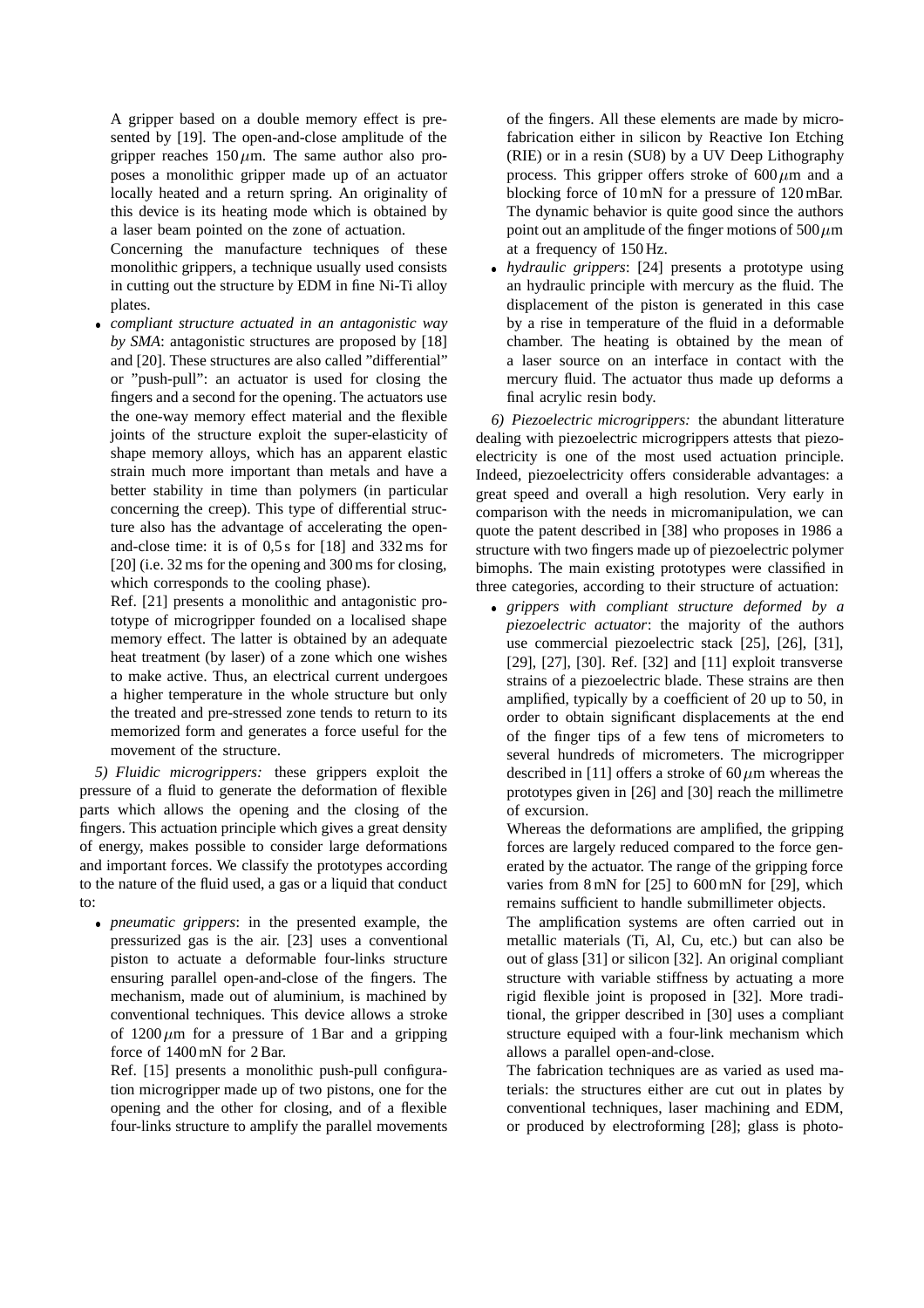A gripper based on a double memory effect is presented by [19]. The open-and-close amplitude of the gripper reaches 150 $\mu$m. The same author also proposes a monolithic gripper made up of an actuator locally heated and a return spring. An originality of this device is its heating mode which is obtained by a laser beam pointed on the zone of actuation.

Concerning the manufacture techniques of these monolithic grippers, a technique usually used consists in cutting out the structure by EDM in fine Ni-Ti alloy plates.

- *compliant structure actuated in an antagonistic way by SMA*: antagonistic structures are proposed by [18] and [20]. These structures are also called "differential" or "push-pull": an actuator is used for closing the fingers and a second for the opening. The actuators use the one-way memory effect material and the flexible joints of the structure exploit the super-elasticity of shape memory alloys, which has an apparent elastic strain much more important than metals and have a better stability in time than polymers (in particular concerning the creep). This type of differential structure also has the advantage of accelerating the open-and-close time: it is of 0,5 s for [18] and 332 ms for [20] (i.e. 32 ms for the opening and 300 ms for closing, which corresponds to the cooling phase).

  Ref. [21] presents a monolithic and antagonistic prototype of microgripper founded on a localised shape memory effect. The latter is obtained by an adequate heat treatment (by laser) of a zone which one wishes to make active. Thus, an electrical current undergoes a higher temperature in the whole structure but only the treated and pre-stressed zone tends to return to its memorized form and generates a force useful for the movement of the structure.

*5) Fluidic microgrippers:* these grippers exploit the pressure of a fluid to generate the deformation of flexible parts which allows the opening and the closing of the fingers. This actuation principle which gives a great density of energy, makes possible to consider large deformations and important forces. We classify the prototypes according to the nature of the fluid used, a gas or a liquid that conduct to:

- *pneumatic grippers*: in the presented example, the pressurized gas is the air. [23] uses a conventional piston to actuate a deformable four-links structure ensuring parallel open-and-close of the fingers. The mechanism, made out of aluminium, is machined by conventional techniques. This device allows a stroke of 1200 $\mu$m for a pressure of 1 Bar and a gripping force of 1400 mN for 2 Bar.

  Ref. [15] presents a monolithic push-pull configuration microgripper made up of two pistons, one for the opening and the other for closing, and of a flexible four-links structure to amplify the parallel movements of the fingers. All these elements are made by microfabrication either in silicon by Reactive Ion Etching (RIE) or in a resin (SU8) by a UV Deep Lithography process. This gripper offers stroke of 600 $\mu$m and a blocking force of 10 mN for a pressure of 120 mBar. The dynamic behavior is quite good since the authors point out an amplitude of the finger motions of 500 $\mu$m at a frequency of 150 Hz.
- *hydraulic grippers*: [24] presents a prototype using an hydraulic principle with mercury as the fluid. The displacement of the piston is generated in this case by a rise in temperature of the fluid in a deformable chamber. The heating is obtained by the mean of a laser source on an interface in contact with the mercury fluid. The actuator thus made up deforms a final acrylic resin body.

*6) Piezoelectric microgrippers:* the abundant litterature dealing with piezoelectric microgrippers attests that piezoelectricity is one of the most used actuation principle. Indeed, piezoelectricity offers considerable advantages: a great speed and overall a high resolution. Very early in comparison with the needs in micromanipulation, we can quote the patent described in [38] who proposes in 1986 a structure with two fingers made up of piezoelectric polymer bimophs. The main existing prototypes were classified in three categories, according to their structure of actuation:

- *grippers with compliant structure deformed by a piezoelectric actuator*: the majority of the authors use commercial piezoelectric stack [25], [26], [31], [29], [27], [30]. Ref. [32] and [11] exploit transverse strains of a piezoelectric blade. These strains are then amplified, typically by a coefficient of 20 up to 50, in order to obtain significant displacements at the end of the finger tips of a few tens of micrometers to several hundreds of micrometers. The microgripper described in [11] offers a stroke of 60 $\mu$m whereas the prototypes given in [26] and [30] reach the millimetre of excursion.

  Whereas the deformations are amplified, the gripping forces are largely reduced compared to the force generated by the actuator. The range of the gripping force varies from 8 mN for [25] to 600 mN for [29], which remains sufficient to handle submillimeter objects.

  The amplification systems are often carried out in metallic materials (Ti, Al, Cu, etc.) but can also be out of glass [31] or silicon [32]. An original compliant structure with variable stiffness by actuating a more rigid flexible joint is proposed in [32]. More traditional, the gripper described in [30] uses a compliant structure equiped with a four-link mechanism which allows a parallel open-and-close.

  The fabrication techniques are as varied as used materials: the structures either are cut out in plates by conventional techniques, laser machining and EDM, or produced by electroforming [28]; glass is photo-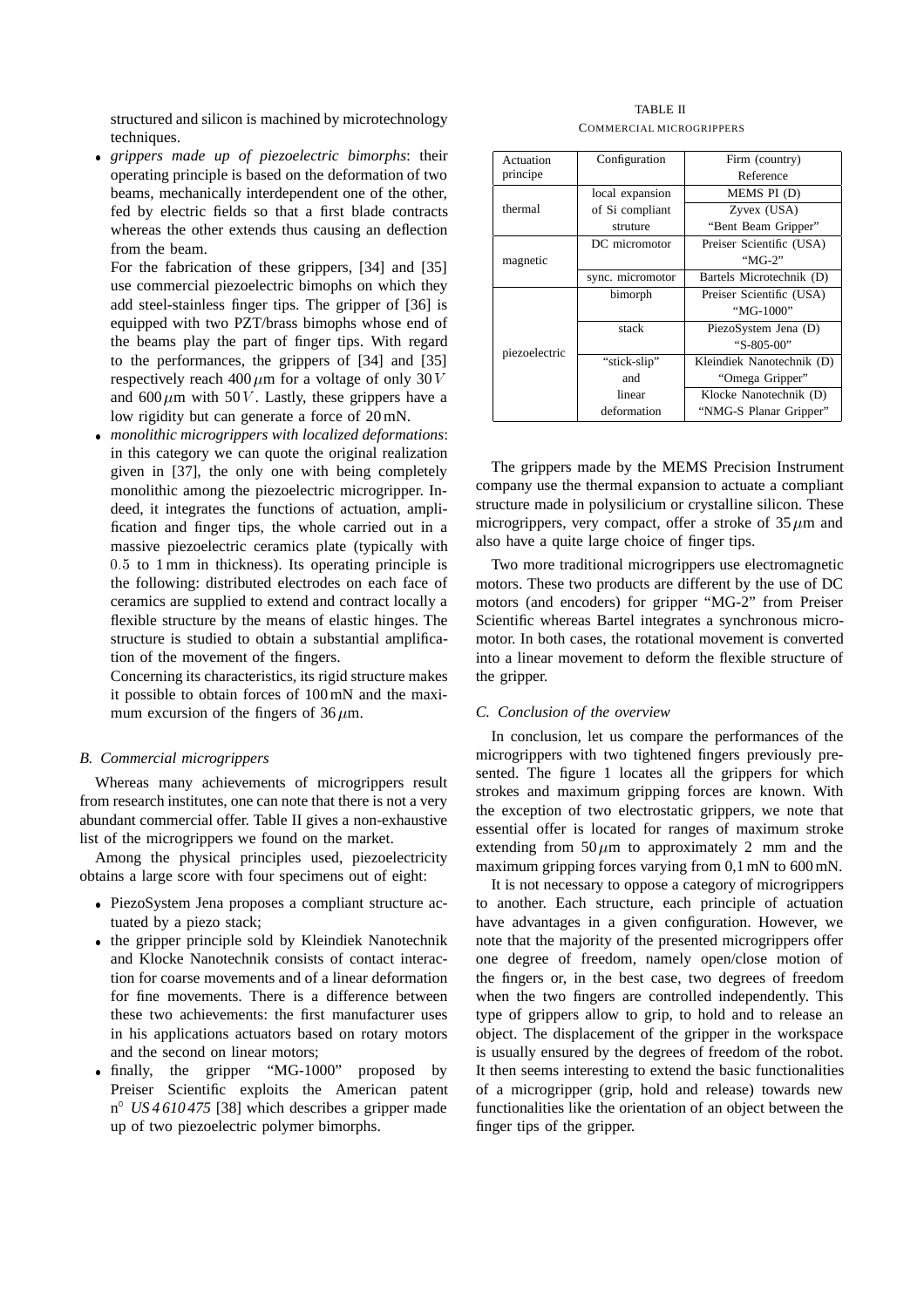structured and silicon is machined by microtechnology techniques.

- *grippers made up of piezoelectric bimorphs*: their operating principle is based on the deformation of two beams, mechanically interdependent one of the other, fed by electric fields so that a first blade contracts whereas the other extends thus causing an deflection from the beam.

  For the fabrication of these grippers, [34] and [35] use commercial piezoelectric bimophs on which they add steel-stainless finger tips. The gripper of [36] is equipped with two PZT/brass bimophs whose end of the beams play the part of finger tips. With regard to the performances, the grippers of [34] and [35] respectively reach $400\,\mu$m for a voltage of only $30\,V$ and $600\,\mu$m with $50\,V$. Lastly, these grippers have a low rigidity but can generate a force of 20 mN.
- *monolithic micrograppers with localized deformations*: in this category we can quote the original realization given in [37], the only one with being completely monolithic among the piezoelectric microgripper. Indeed, it integrates the functions of actuation, amplification and finger tips, the whole carried out in a massive piezoelectric ceramics plate (typically with $0.5$ to 1 mm in thickness). Its operating principle is the following: distributed electrodes on each face of ceramics are supplied to extend and contract locally a flexible structure by the means of elastic hinges. The structure is studied to obtain a substantial amplification of the movement of the fingers.

  Concerning its characteristics, its rigid structure makes it possible to obtain forces of 100 mN and the maximum excursion of the fingers of $36\,\mu$m.

### B. Commercial microgrippers

Whereas many achievements of microgrippers result from research institutes, one can note that there is not a very abundant commercial offer. Table II gives a non-exhaustive list of the microgrippers we found on the market.

Among the physical principles used, piezoelectricity obtains a large score with four specimens out of eight:

- PiezoSystem Jena proposes a compliant structure actuated by a piezo stack;
- the gripper principle sold by Kleindiek Nanotechnik and Klocke Nanotechnik consists of contact interaction for coarse movements and of a linear deformation for fine movements. There is a difference between these two achievements: the first manufacturer uses in his applications actuators based on rotary motors and the second on linear motors;
- finally, the gripper "MG-1000" proposed by Preiser Scientific exploits the American patent n° *US 4 610 475* [38] which describes a gripper made up of two piezoelectric polymer bimorphs.

TABLE II
COMMERCIAL MICROGRIPPERS

| Actuation principe | Configuration | Firm (country) Reference |
|---|---|---|
| thermal | local expansion of Si compliant struture | MEMS PI (D) |
| | | Zyvex (USA) "Bent Beam Gripper" |
| magnetic | DC micromotor | Preiser Scientific (USA) "MG-2" |
| | sync. micromotor | Bartels Microtechnik (D) |
| piezoelectric | bimorph | Preiser Scientific (USA) "MG-1000" |
| | stack | PiezoSystem Jena (D) "S-805-00" |
| | "stick-slip" and linear deformation | Kleindiek Nanotechnik (D) "Omega Gripper" |
| | | Klocke Nanotechnik (D) "NMG-S Planar Gripper" |

The grippers made by the MEMS Precision Instrument company use the thermal expansion to actuate a compliant structure made in polysilicium or crystalline silicon. These micrgrippers, very compact, offer a stroke of $35\,\mu$m and also have a quite large choice of finger tips.

Two more traditional microgrippers use electromagnetic motors. These two products are different by the use of DC motors (and encoders) for gripper "MG-2" from Preiser Scientific whereas Bartel integrates a synchronous micromotor. In both cases, the rotational movement is converted into a linear movement to deform the flexible structure of the gripper.

### C. Conclusion of the overview

In conclusion, let us compare the performances of the microgrippers with two tightened fingers previously presented. The figure 1 locates all the grippers for which strokes and maximum gripping forces are known. With the exception of two electrostatic grippers, we note that essential offer is located for ranges of maximum stroke extending from $50\,\mu$m to approximately 2 mm and the maximum gripping forces varying from 0,1 mN to 600 mN.

It is not necessary to oppose a category of microgrippers to another. Each structure, each principle of actuation have advantages in a given configuration. However, we note that the majority of the presented microgrippers offer one degree of freedom, namely open/close motion of the fingers or, in the best case, two degrees of freedom when the two fingers are controlled independently. This type of grippers allow to grip, to hold and to release an object. The displacement of the gripper in the workspace is usually ensured by the degrees of freedom of the robot. It then seems interesting to extend the basic functionalities of a microgripper (grip, hold and release) towards new functionalities like the orientation of an object between the finger tips of the gripper.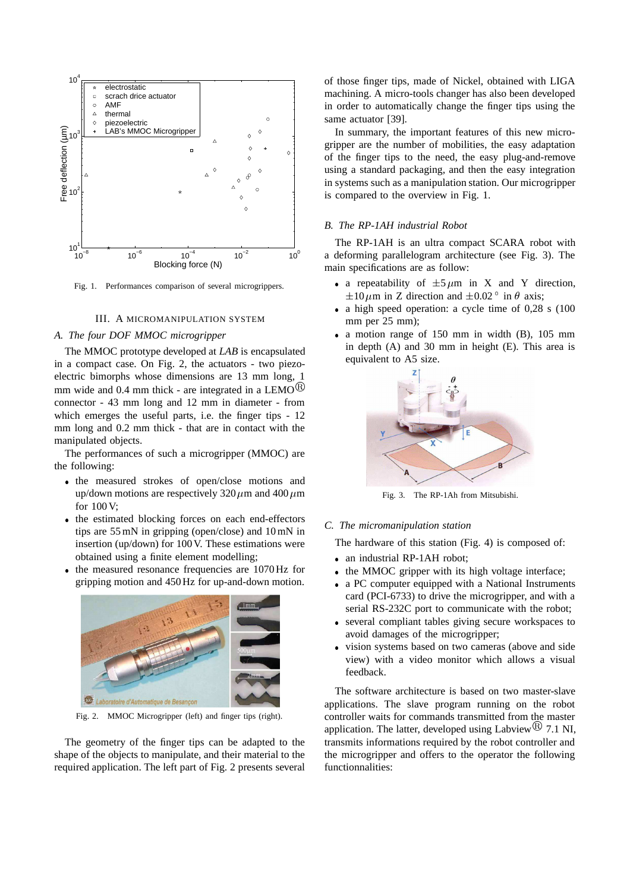Fig. 1. Performances comparison of several microgrippers.

## III. A MICROMANIPULATION SYSTEM

### A. The four DOF MMOC microgripper

The MMOC prototype developed at *LAB* is encapsulated in a compact case. On Fig. 2, the actuators - two piezoelectric bimorphs whose dimensions are 13 mm long, 1 mm wide and 0.4 mm thick - are integrated in a LEMO® connector - 43 mm long and 12 mm in diameter - from which emerges the useful parts, i.e. the finger tips - 12 mm long and 0.2 mm thick - that are in contact with the manipulated objects.

The performances of such a microgripper (MMOC) are the following:

- the measured strokes of open/close motions and up/down motions are respectively 320 $\mu$m and 400 $\mu$m for 100 V;
- the estimated blocking forces on each end-effectors tips are 55 mN in gripping (open/close) and 10 mN in insertion (up/down) for 100 V. These estimations were obtained using a finite element modelling;
- the measured resonance frequencies are 1070 Hz for gripping motion and 450 Hz for up-and-down motion.

Fig. 2. MMOC Micrgripper (left) and finger tips (right).

The geometry of the finger tips can be adapted to the shape of the objects to manipulate, and their material to the required application. The left part of Fig. 2 presents several of those finger tips, made of Nickel, obtained with LIGA machining. A micro-tools changer has also been developed in order to automatically change the finger tips using the same actuator [39].

In summary, the important features of this new microgripper are the number of mobilities, the easy adaptation of the finger tips to the need, the easy plug-and-remove using a standard packaging, and then the easy integration in systems such as a manipulation station. Our microgripper is compared to the overview in Fig. 1.

### B. The RP-1AH industrial Robot

The RP-1AH is an ultra compact SCARA robot with a deforming parallelogram architecture (see Fig. 3). The main specifications are as follow:

- a repeatability of $\pm 5\,\mu$m in X and Y direction, $\pm 10\,\mu$m in Z direction and $\pm 0.02\,^{\circ}$ in $\theta$ axis;
- a high speed operation: a cycle time of 0,28 s (100 mm per 25 mm);
- a motion range of 150 mm in width (B), 105 mm in depth (A) and 30 mm in height (E). This area is equivalent to A5 size.

Fig. 3. The RP-1Ah from Mitsubishi.

### C. The micromanipulation station

The hardware of this station (Fig. 4) is composed of:

- an industrial RP-1AH robot;
- the MMOC gripper with its high voltage interface;
- a PC computer equipped with a National Instruments card (PCI-6733) to drive the microgripper, and with a serial RS-232C port to communicate with the robot;
- several compliant tables giving secure workspaces to avoid damages of the microgripper;
- vision systems based on two cameras (above and side view) with a video monitor which allows a visual feedback.

The software architecture is based on two master-slave applications. The slave program running on the robot controller waits for commands transmitted from the master application. The latter, developed using Labview® 7.1 NI, transmits informations required by the robot controller and the microgripper and offers to the operator the following functionnalities: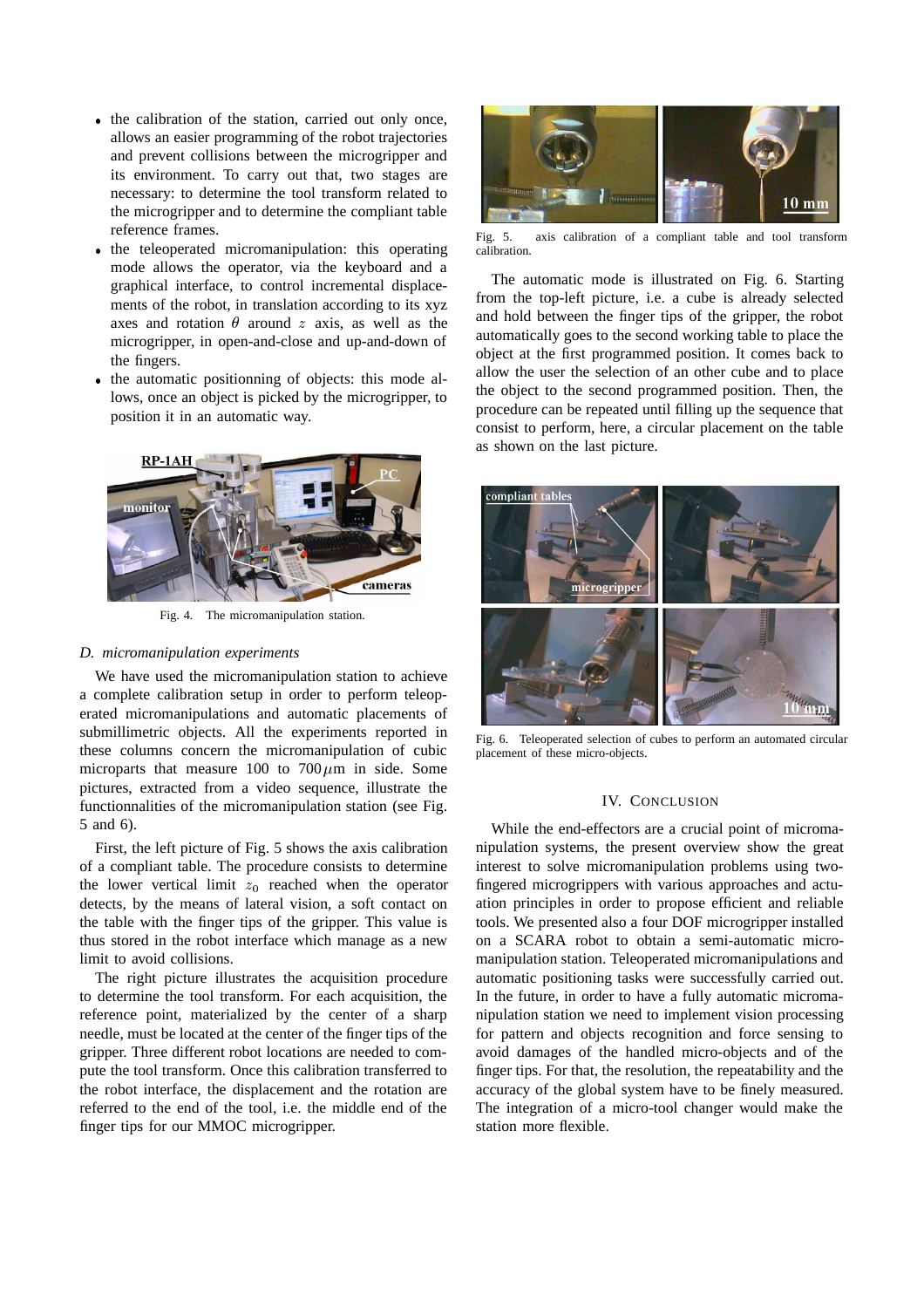- the calibration of the station, carried out only once, allows an easier programming of the robot trajectories and prevent collisions between the microgripper and its environment. To carry out that, two stages are necessary: to determine the tool transform related to the microgripper and to determine the compliant table reference frames.
- the teleoperated micromanipulation: this operating mode allows the operator, via the keyboard and a graphical interface, to control incremental displacements of the robot, in translation according to its xyz axes and rotation $\theta$ around $z$ axis, as well as the microgripper, in open-and-close and up-and-down of the fingers.
- the automatic positionning of objects: this mode allows, once an object is picked by the microgripper, to position it in an automatic way.

Fig. 4. The micromanipulation station.

### D. micromanipulation experiments

We have used the micromanipulation station to achieve a complete calibration setup in order to perform teleoperated micromanipulations and automatic placements of submillimetric objects. All the experiments reported in these columns concern the micromanipulation of cubic microparts that measure 100 to 700 $\mu$m in side. Some pictures, extracted from a video sequence, illustrate the functionnalities of the micromanipulation station (see Fig. 5 and 6).

First, the left picture of Fig. 5 shows the axis calibration of a compliant table. The procedure consists to determine the lower vertical limit $z_0$ reached when the operator detects, by the means of lateral vision, a soft contact on the table with the finger tips of the gripper. This value is thus stored in the robot interface which manage as a new limit to avoid collisions.

The right picture illustrates the acquisition procedure to determine the tool transform. For each acquisition, the reference point, materialized by the center of a sharp needle, must be located at the center of the finger tips of the gripper. Three different robot locations are needed to compute the tool transform. Once this calibration transferred to the robot interface, the displacement and the rotation are referred to the end of the tool, i.e. the middle end of the finger tips for our MMOC microgripper.

Fig. 5. axis calibration of a compliant table and tool transform calibration.

The automatic mode is illustrated on Fig. 6. Starting from the top-left picture, i.e. a cube is already selected and hold between the finger tips of the gripper, the robot automatically goes to the second working table to place the object at the first programmed position. It comes back to allow the user the selection of an other cube and to place the object to the second programmed position. Then, the procedure can be repeated until filling up the sequence that consist to perform, here, a circular placement on the table as shown on the last picture.

Fig. 6. Teleoperated selection of cubes to perform an automated circular placement of these micro-objects.

## IV. Conclusion

While the end-effectors are a crucial point of micromanipulation systems, the present overview show the great interest to solve micromanipulation problems using two-fingered microgrippers with various approaches and actuation principles in order to propose efficient and reliable tools. We presented also a four DOF microgripper installed on a SCARA robot to obtain a semi-automatic micromanipulation station. Teleoperated micromanipulations and automatic positioning tasks were successfully carried out. In the future, in order to have a fully automatic micromanipulation station we need to implement vision processing for pattern and objects recognition and force sensing to avoid damages of the handled micro-objects and of the finger tips. For that, the resolution, the repeatability and the accuracy of the global system have to be finely measured. The integration of a micro-tool changer would make the station more flexible.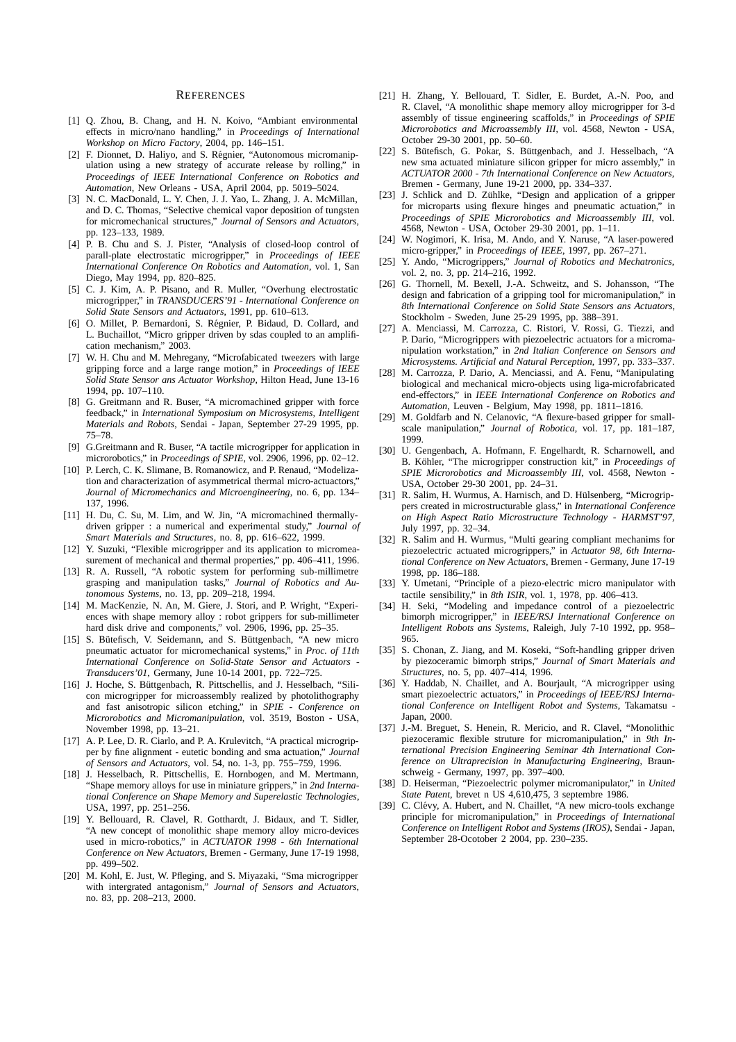## REFERENCES

[1] Q. Zhou, B. Chang, and H. N. Koivo, "Ambiant environmental effects in micro/nano handling," in *Proceedings of International Workshop on Micro Factory*, 2004, pp. 146–151.

[2] F. Dionnet, D. Haliyo, and S. Régnier, "Autonomous micromanipulation using a new strategy of accurate release by rolling," in *Proceedings of IEEE International Conference on Robotics and Automation*, New Orleans - USA, April 2004, pp. 5019–5024.

[3] N. C. MacDonald, L. Y. Chen, J. J. Yao, L. Zhang, J. A. McMillan, and D. C. Thomas, "Selective chemical vapor deposition of tungsten for micromechanical structures," *Journal of Sensors and Actuators*, pp. 123–133, 1989.

[4] P. B. Chu and S. J. Pister, "Analysis of closed-loop control of parall-plate electrostatic microgripper," in *Proceedings of IEEE International Conference On Robotics and Automation*, vol. 1, San Diego, May 1994, pp. 820–825.

[5] C. J. Kim, A. P. Pisano, and R. Muller, "Overhung electrostatic microgripper," in *TRANSDUCERS'91 - International Conference on Solid State Sensors and Actuators*, 1991, pp. 610–613.

[6] O. Millet, P. Bernardoni, S. Régnier, P. Bidaud, D. Collard, and L. Buchaillot, "Micro gripper driven by sdas coupled to an amplification mechanism," 2003.

[7] W. H. Chu and M. Mehregany, "Microfabicated tweezers with large gripping force and a large range motion," in *Proceedings of IEEE Solid State Sensor ans Actuator Workshop*, Hilton Head, June 13-16 1994, pp. 107–110.

[8] G. Greitmann and R. Buser, "A micromachined gripper with force feedback," in *International Symposium on Microsystems, Intelligent Materials and Robots*, Sendai - Japan, September 27-29 1995, pp. 75–78.

[9] G.Greitmann and R. Buser, "A tactile microgripper for application in microrobotics," in *Proceedings of SPIE*, vol. 2906, 1996, pp. 02–12.

[10] P. Lerch, C. K. Slimane, B. Romanowicz, and P. Renaud, "Modelization and characterization of asymmetrical thermal micro-actuators," *Journal of Micromechanics and Microengineering*, no. 6, pp. 134–137, 1996.

[11] H. Du, C. Su, M. Lim, and W. Jin, "A micromachined thermally-driven gripper : a numerical and experimental study," *Journal of Smart Materials and Structures*, no. 8, pp. 616–622, 1999.

[12] Y. Suzuki, "Flexible microgripper and its application to micromeasurement of mechanical and thermal properties," pp. 406–411, 1996.

[13] R. A. Russell, "A robotic system for performing sub-millimetre grasping and manipulation tasks," *Journal of Robotics and Autonomous Systems*, no. 13, pp. 209–218, 1994.

[14] M. MacKenzie, N. An, M. Giere, J. Stori, and P. Wright, "Experiences with shape memory alloy : robot grippers for sub-millimeter hard disk drive and components," vol. 2906, 1996, pp. 25–35.

[15] S. Bütefisch, V. Seidemann, and S. Büttgenbach, "A new micro pneumatic actuator for micromechanical systems," in *Proc. of 11th International Conference on Solid-State Sensor and Actuators - Transducers'01*, Germany, June 10-14 2001, pp. 722–725.

[16] J. Hoche, S. Büttgenbach, R. Pittschellis, and J. Hesselbach, "Silicon microgripper for microassembly realized by photolithography and fast anisotropic silicon etching," in *SPIE - Conference on Microrobotics and Micromanipulation*, vol. 3519, Boston - USA, November 1998, pp. 13–21.

[17] A. P. Lee, D. R. Ciarlo, and P. A. Krulevitch, "A practical microgripper by fine alignment - eutetic bonding and sma actuation," *Journal of Sensors and Actuators*, vol. 54, no. 1-3, pp. 755–759, 1996.

[18] J. Hesselbach, R. Pittschellis, E. Hornbogen, and M. Mertmann, "Shape memory alloys for use in miniature grippers," in *2nd International Conference on Shape Memory and Superelastic Technologies*, USA, 1997, pp. 251–256.

[19] Y. Bellouard, R. Clavel, R. Gotthardt, J. Bidaux, and T. Sidler, "A new concept of monolithic shape memory alloy micro-devices used in micro-robotics," in *ACTUATOR 1998 - 6th International Conference on New Actuators*, Bremen - Germany, June 17-19 1998, pp. 499–502.

[20] M. Kohl, E. Just, W. Pfleging, and S. Miyazaki, "Sma microgripper with intergrated antagonism," *Journal of Sensors and Actuators*, no. 83, pp. 208–213, 2000.

[21] H. Zhang, Y. Bellouard, T. Sidler, E. Burdet, A.-N. Poo, and R. Clavel, "A monolithic shape memory alloy microgripper for 3-d assembly of tissue engineering scaffolds," in *Proceedings of SPIE Microrobotics and Microassembly III*, vol. 4568, Newton - USA, October 29-30 2001, pp. 50–60.

[22] S. Bütefisch, G. Pokar, S. Büttgenbach, and J. Hesselbach, "A new sma actuated miniature silicon gripper for micro assembly," in *ACTUATOR 2000 - 7th International Conference on New Actuators*, Bremen - Germany, June 19-21 2000, pp. 334–337.

[23] J. Schlick and D. Zühlke, "Design and application of a gripper for microparts using flexure hinges and pneumatic actuation," in *Proceedings of SPIE Microrobotics and Microassembly III*, vol. 4568, Newton - USA, October 29-30 2001, pp. 1–11.

[24] W. Nogimori, K. Irisa, M. Ando, and Y. Naruse, "A laser-powered micro-gripper," in *Proceedings of IEEE*, 1997, pp. 267–271.

[25] Y. Ando, "Microgrippers," *Journal of Robotics and Mechatronics*, vol. 2, no. 3, pp. 214–216, 1992.

[26] G. Thornell, M. Bexell, J.-A. Schweitz, and S. Johansson, "The design and fabrication of a gripping tool for micromanipulation," in *8th International Conference on Solid State Sensors ans Actuators*, Stockholm - Sweden, June 25-29 1995, pp. 388–391.

[27] A. Menciassi, M. Carrozza, C. Ristori, V. Rossi, G. Tiezzi, and P. Dario, "Microgrippers with piezoelectric actuators for a micromanipulation workstation," in *2nd Italian Conference on Sensors and Microsystems. Artificial and Natural Perception*, 1997, pp. 333–337.

[28] M. Carrozza, P. Dario, A. Menciassi, and A. Fenu, "Manipulating biological and mechanical micro-objects using liga-microfabricated end-effectors," in *IEEE International Conference on Robotics and Automation*, Leuven - Belgium, May 1998, pp. 1811–1816.

[29] M. Goldfarb and N. Celanovic, "A flexure-based gripper for small-scale manipulation," *Journal of Robotica*, vol. 17, pp. 181–187, 1999.

[30] U. Gengenbach, A. Hofmann, F. Engelhardt, R. Scharnowell, and B. Köhler, "The microgripper construction kit," in *Proceedings of SPIE Microrobotics and Microassembly III*, vol. 4568, Newton - USA, October 29-30 2001, pp. 24–31.

[31] R. Salim, H. Wurmus, A. Harnisch, and D. Hülsenberg, "Microgrippers created in microstructurable glass," in *International Conference on High Aspect Ratio Microstructure Technology - HARMST'97*, July 1997, pp. 32–34.

[32] R. Salim and H. Wurmus, "Multi gearing compliant mechanims for piezoelectric actuated microgrippers," in *Actuator 98, 6th International Conference on New Actuators*, Bremen - Germany, June 17-19 1998, pp. 186–188.

[33] Y. Umetani, "Principle of a piezo-electric micro manipulator with tactile sensibility," in *8th ISIR*, vol. 1, 1978, pp. 406–413.

[34] H. Seki, "Modeling and impedance control of a piezoelectric bimorph microgripper," in *IEEE/RSJ International Conference on Intelligent Robots ans Systems*, Raleigh, July 7-10 1992, pp. 958–965.

[35] S. Chonan, Z. Jiang, and M. Koseki, "Soft-handling gripper driven by piezoceramic bimorph strips," *Journal of Smart Materials and Structures*, no. 5, pp. 407–414, 1996.

[36] Y. Haddab, N. Chaillet, and A. Bourjault, "A microgripper using smart piezoelectric actuators," in *Proceedings of IEEE/RSJ International Conference on Intelligent Robot and Systems*, Takamatsu - Japan, 2000.

[37] J.-M. Breguet, S. Henein, R. Mericio, and R. Clavel, "Monolithic piezoceramic flexible struture for micromanipulation," in *9th International Precision Engineering Seminar 4th International Conference on Ultraprecision in Manufacturing Engineering*, Braunschweig - Germany, 1997, pp. 397–400.

[38] D. Heiserman, "Piezoelectric polymer micromanipulator," in *United State Patent*, brevet n US 4,610,475, 3 septembre 1986.

[39] C. Clévy, A. Hubert, and N. Chaillet, "A new micro-tools exchange principle for micromanipulation," in *Proceedings of International Conference on Intelligent Robot and Systems (IROS)*, Sendai - Japan, September 28-Ocotober 2 2004, pp. 230–235.